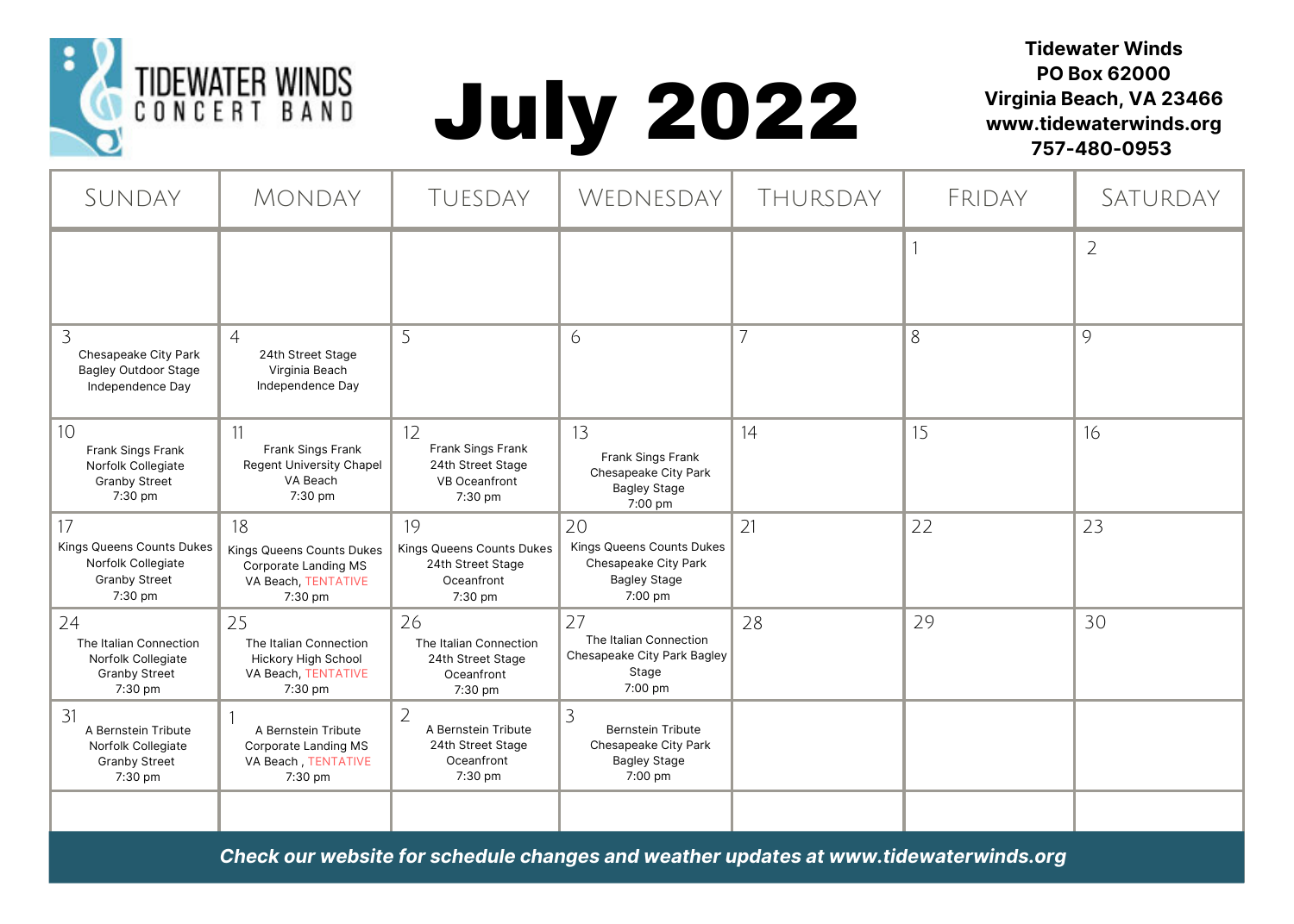TIDEWATER WINDS CONCERT BAND

# July 2022

**Tidewater Winds**
**PO Box 62000**
**Virginia Beach, VA 23466**
**www.tidewaterwinds.org**
**757-480-0953**

| Sunday | Monday | Tuesday | Wednesday | Thursday | Friday | Saturday |
|---|---|---|---|---|---|---|
| | | | | | 1 | 2 |
| 3<br>Chesapeake City Park<br>Bagley Outdoor Stage<br>Independence Day | 4<br>24th Street Stage<br>Virginia Beach<br>Independence Day | 5 | 6 | 7 | 8 | 9 |
| 10<br>Frank Sings Frank<br>Norfolk Collegiate<br>Granby Street<br>7:30 pm | 11<br>Frank Sings Frank<br>Regent University Chapel<br>VA Beach<br>7:30 pm | 12<br>Frank Sings Frank<br>24th Street Stage<br>VB Oceanfront<br>7:30 pm | 13<br>Frank Sings Frank<br>Chesapeake City Park<br>Bagley Stage<br>7:00 pm | 14 | 15 | 16 |
| 17<br>Kings Queens Counts Dukes<br>Norfolk Collegiate<br>Granby Street<br>7:30 pm | 18<br>Kings Queens Counts Dukes<br>Corporate Landing MS<br>VA Beach, TENTATIVE<br>7:30 pm | 19<br>Kings Queens Counts Dukes<br>24th Street Stage<br>Oceanfront<br>7:30 pm | 20<br>Kings Queens Counts Dukes<br>Chesapeake City Park<br>Bagley Stage<br>7:00 pm | 21 | 22 | 23 |
| 24<br>The Italian Connection<br>Norfolk Collegiate<br>Granby Street<br>7:30 pm | 25<br>The Italian Connection<br>Hickory High School<br>VA Beach, TENTATIVE<br>7:30 pm | 26<br>The Italian Connection<br>24th Street Stage<br>Oceanfront<br>7:30 pm | 27<br>The Italian Connection<br>Chesapeake City Park Bagley Stage<br>7:00 pm | 28 | 29 | 30 |
| 31<br>A Bernstein Tribute<br>Norfolk Collegiate<br>Granby Street<br>7:30 pm | 1<br>A Bernstein Tribute<br>Corporate Landing MS<br>VA Beach , TENTATIVE<br>7:30 pm | 2<br>A Bernstein Tribute<br>24th Street Stage<br>Oceanfront<br>7:30 pm | 3<br>Bernstein Tribute<br>Chesapeake City Park<br>Bagley Stage<br>7:00 pm | | | |

***Check our website for schedule changes and weather updates at www.tidewaterwinds.org***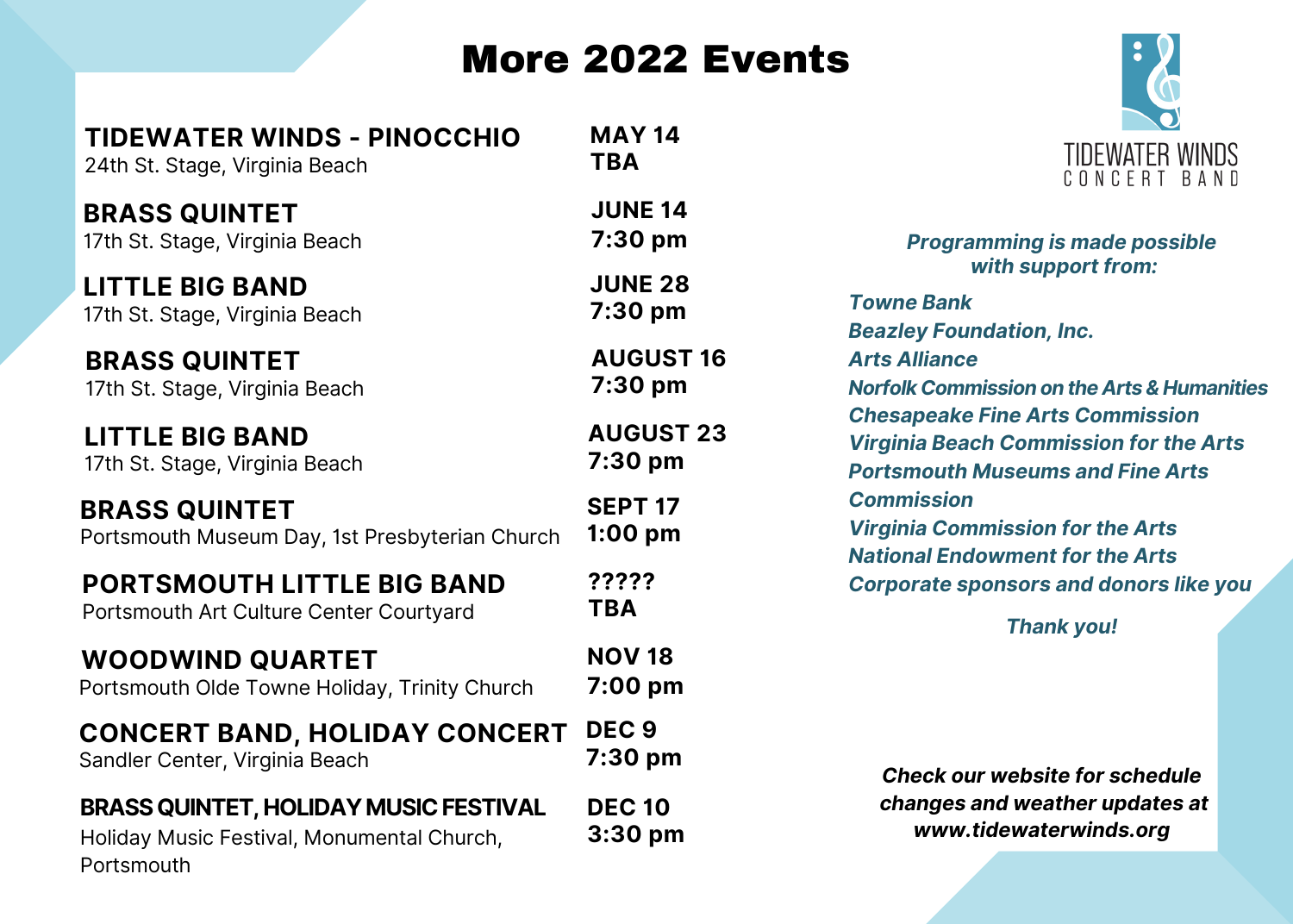# More 2022 Events

| Event | Date / Time |
| --- | --- |
| **TIDEWATER WINDS - PINOCCHIO**<br>24th St. Stage, Virginia Beach | **MAY 14**<br>**TBA** |
| **BRASS QUINTET**<br>17th St. Stage, Virginia Beach | **JUNE 14**<br>**7:30 pm** |
| **LITTLE BIG BAND**<br>17th St. Stage, Virginia Beach | **JUNE 28**<br>**7:30 pm** |
| **BRASS QUINTET**<br>17th St. Stage, Virginia Beach | **AUGUST 16**<br>**7:30 pm** |
| **LITTLE BIG BAND**<br>17th St. Stage, Virginia Beach | **AUGUST 23**<br>**7:30 pm** |
| **BRASS QUINTET**<br>Portsmouth Museum Day, 1st Presbyterian Church | **SEPT 17**<br>**1:00 pm** |
| **PORTSMOUTH LITTLE BIG BAND**<br>Portsmouth Art Culture Center Courtyard | **?????**<br>**TBA** |
| **WOODWIND QUARTET**<br>Portsmouth Olde Towne Holiday, Trinity Church | **NOV 18**<br>**7:00 pm** |
| **CONCERT BAND, HOLIDAY CONCERT**<br>Sandler Center, Virginia Beach | **DEC 9**<br>**7:30 pm** |
| **BRASS QUINTET, HOLIDAY MUSIC FESTIVAL**<br>Holiday Music Festival, Monumental Church, Portsmouth | **DEC 10**<br>**3:30 pm** |

TIDEWATER WINDS
CONCERT BAND

***Programming is made possible with support from:***

*Towne Bank*
*Beazley Foundation, Inc.*
*Arts Alliance*
*Norfolk Commission on the Arts & Humanities*
*Chesapeake Fine Arts Commission*
*Virginia Beach Commission for the Arts*
*Portsmouth Museums and Fine Arts Commission*
*Virginia Commission for the Arts*
*National Endowment for the Arts*
*Corporate sponsors and donors like you*

***Thank you!***

***Check our website for schedule changes and weather updates at www.tidewaterwinds.org***